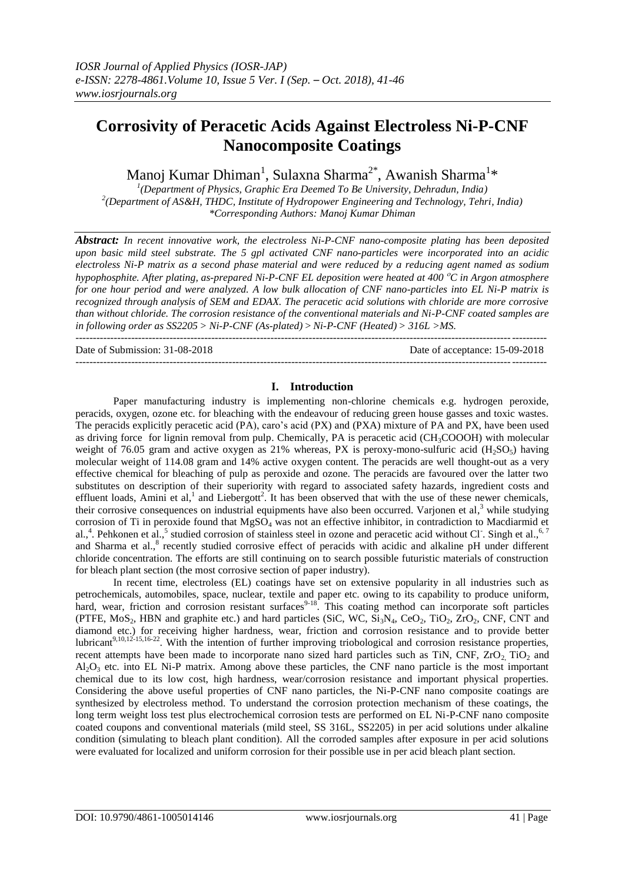# Corrosivity of Peracetic Acids Against Electroless Ni-P-CNF Nanocomposite Coatings

Manoj Kumar Dhiman[1], Sulaxna Sharma[2*], Awanish Sharma[1]*

[1](Department of Physics, Graphic Era Deemed To Be University, Dehradun, India)
[2](Department of AS&H, THDC, Institute of Hydropower Engineering and Technology, Tehri, India)
*Corresponding Authors: Manoj Kumar Dhiman

***Abstract:*** *In recent innovative work, the electroless Ni-P-CNF nano-composite plating has been deposited upon basic mild steel substrate. The 5 gpl activated CNF nano-particles were incorporated into an acidic electroless Ni-P matrix as a second phase material and were reduced by a reducing agent named as sodium hypophosphite. After plating, as-prepared Ni-P-CNF EL deposition were heated at 400 $^oC$ in Argon atmosphere for one hour period and were analyzed. A low bulk allocation of CNF nano-particles into EL Ni-P matrix is recognized through analysis of SEM and EDAX. The peracetic acid solutions with chloride are more corrosive than without chloride. The corrosion resistance of the conventional materials and Ni-P-CNF coated samples are in following order as SS2205 > Ni-P-CNF (As-plated) > Ni-P-CNF (Heated) > 316L >MS.*

Date of Submission: 31-08-2018 | Date of acceptance: 15-09-2018

## I. Introduction

Paper manufacturing industry is implementing non-chlorine chemicals e.g. hydrogen peroxide, peracids, oxygen, ozone etc. for bleaching with the endeavour of reducing green house gasses and toxic wastes. The peracids explicitly peracetic acid (PA), caro's acid (PX) and (PXA) mixture of PA and PX, have been used as driving force for lignin removal from pulp. Chemically, PA is peracetic acid ($CH_3COOOH$) with molecular weight of 76.05 gram and active oxygen as 21% whereas, PX is peroxy-mono-sulfuric acid ($H_2SO_5$) having molecular weight of 114.08 gram and 14% active oxygen content. The peracids are well thought-out as a very effective chemical for bleaching of pulp as peroxide and ozone. The peracids are favoured over the latter two substitutes on description of their superiority with regard to associated safety hazards, ingredient costs and effluent loads, Amini et al,[1] and Liebergott[2]. It has been observed that with the use of these newer chemicals, their corrosive consequences on industrial equipments have also been occurred. Varjonen et al,[3] while studying corrosion of Ti in peroxide found that $MgSO_4$ was not an effective inhibitor, in contradiction to Macdiarmid et al.,[4]. Pehkonen et al.,[5] studied corrosion of stainless steel in ozone and peracetic acid without $Cl^-$. Singh et al.,[6, 7] and Sharma et al.,[8] recently studied corrosive effect of peracids with acidic and alkaline pH under different chloride concentration. The efforts are still continuing on to search possible futuristic materials of construction for bleach plant section (the most corrosive section of paper industry).

In recent time, electroless (EL) coatings have set on extensive popularity in all industries such as petrochemicals, automobiles, space, nuclear, textile and paper etc. owing to its capability to produce uniform, hard, wear, friction and corrosion resistant surfaces[9-18]. This coating method can incorporate soft particles (PTFE, $MoS_2$, HBN and graphite etc.) and hard particles (SiC, WC, $Si_3N_4$, $CeO_2$, $TiO_2$, $ZrO_2$, CNF, CNT and diamond etc.) for receiving higher hardness, wear, friction and corrosion resistance and to provide better lubricant[9,10,12-15,16-22]. With the intention of further improving triobological and corrosion resistance properties, recent attempts have been made to incorporate nano sized hard particles such as TiN, CNF, $ZrO_2$, $TiO_2$ and $Al_2O_3$ etc. into EL Ni-P matrix. Among above these particles, the CNF nano particle is the most important chemical due to its low cost, high hardness, wear/corrosion resistance and important physical properties. Considering the above useful properties of CNF nano particles, the Ni-P-CNF nano composite coatings are synthesized by electroless method. To understand the corrosion protection mechanism of these coatings, the long term weight loss test plus electrochemical corrosion tests are performed on EL Ni-P-CNF nano composite coated coupons and conventional materials (mild steel, SS 316L, SS2205) in per acid solutions under alkaline condition (simulating to bleach plant condition). All the corroded samples after exposure in per acid solutions were evaluated for localized and uniform corrosion for their possible use in per acid bleach plant section.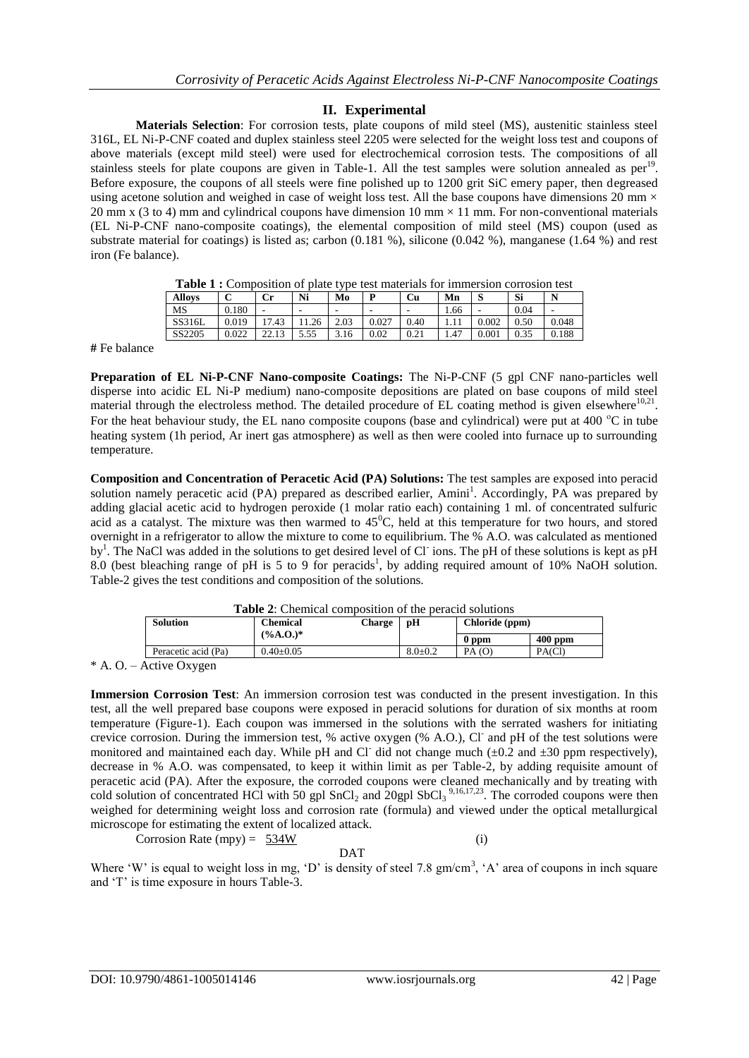## II. Experimental

**Materials Selection**: For corrosion tests, plate coupons of mild steel (MS), austenitic stainless steel 316L, EL Ni-P-CNF coated and duplex stainless steel 2205 were selected for the weight loss test and coupons of above materials (except mild steel) were used for electrochemical corrosion tests. The compositions of all stainless steels for plate coupons are given in Table-1. All the test samples were solution annealed as per[19]. Before exposure, the coupons of all steels were fine polished up to 1200 grit SiC emery paper, then degreased using acetone solution and weighed in case of weight loss test. All the base coupons have dimensions 20 mm × 20 mm x (3 to 4) mm and cylindrical coupons have dimension 10 mm × 11 mm. For non-conventional materials (EL Ni-P-CNF nano-composite coatings), the elemental composition of mild steel (MS) coupon (used as substrate material for coatings) is listed as; carbon (0.181 %), silicone (0.042 %), manganese (1.64 %) and rest iron (Fe balance).

**Table 1 :** Composition of plate type test materials for immersion corrosion test

| Alloys | C | Cr | Ni | Mo | P | Cu | Mn | S | Si | N |
|---|---|---|---|---|---|---|---|---|---|---|
| MS | 0.180 | - | - | - | - | - | 1.66 | - | 0.04 | - |
| SS316L | 0.019 | 17.43 | 11.26 | 2.03 | 0.027 | 0.40 | 1.11 | 0.002 | 0.50 | 0.048 |
| SS2205 | 0.022 | 22.13 | 5.55 | 3.16 | 0.02 | 0.21 | 1.47 | 0.001 | 0.35 | 0.188 |

**#** Fe balance

**Preparation of EL Ni-P-CNF Nano-composite Coatings:** The Ni-P-CNF (5 gpl CNF nano-particles well disperse into acidic EL Ni-P medium) nano-composite depositions are plated on base coupons of mild steel material through the electroless method. The detailed procedure of EL coating method is given elsewhere[10,21]. For the heat behaviour study, the EL nano composite coupons (base and cylindrical) were put at 400 °C in tube heating system (1h period, Ar inert gas atmosphere) as well as then were cooled into furnace up to surrounding temperature.

**Composition and Concentration of Peracetic Acid (PA) Solutions:** The test samples are exposed into peracid solution namely peracetic acid (PA) prepared as described earlier, Amini[1]. Accordingly, PA was prepared by adding glacial acetic acid to hydrogen peroxide (1 molar ratio each) containing 1 ml. of concentrated sulfuric acid as a catalyst. The mixture was then warmed to $45^0$C, held at this temperature for two hours, and stored overnight in a refrigerator to allow the mixture to come to equilibrium. The % A.O. was calculated as mentioned by[1]. The NaCl was added in the solutions to get desired level of $Cl^-$ ions. The pH of these solutions is kept as pH 8.0 (best bleaching range of pH is 5 to 9 for peracids[1], by adding required amount of 10% NaOH solution. Table-2 gives the test conditions and composition of the solutions.

**Table 2**: Chemical composition of the peracid solutions

| Solution | Chemical Charge (%A.O.)* | pH | Chloride (ppm) | |
|---|---|---|---|---|
| | | | 0 ppm | 400 ppm |
| Peracetic acid (Pa) | 0.40±0.05 | 8.0±0.2 | PA (O) | PA(Cl) |

\* A. O. – Active Oxygen

**Immersion Corrosion Test**: An immersion corrosion test was conducted in the present investigation. In this test, all the well prepared base coupons were exposed in peracid solutions for duration of six months at room temperature (Figure-1). Each coupon was immersed in the solutions with the serrated washers for initiating crevice corrosion. During the immersion test, % active oxygen (% A.O.), $Cl^-$ and pH of the test solutions were monitored and maintained each day. While pH and $Cl^-$ did not change much (±0.2 and ±30 ppm respectively), decrease in % A.O. was compensated, to keep it within limit as per Table-2, by adding requisite amount of peracetic acid (PA). After the exposure, the corroded coupons were cleaned mechanically and by treating with cold solution of concentrated HCl with 50 gpl $SnCl_2$ and 20gpl $SbCl_3$ [9,16,17,23]. The corroded coupons were then weighed for determining weight loss and corrosion rate (formula) and viewed under the optical metallurgical microscope for estimating the extent of localized attack.

$$\text{Corrosion Rate (mpy)} = \frac{534W}{DAT} \qquad \text{(i)}$$

Where 'W' is equal to weight loss in mg, 'D' is density of steel 7.8 gm/cm$^3$, 'A' area of coupons in inch square and 'T' is time exposure in hours Table-3.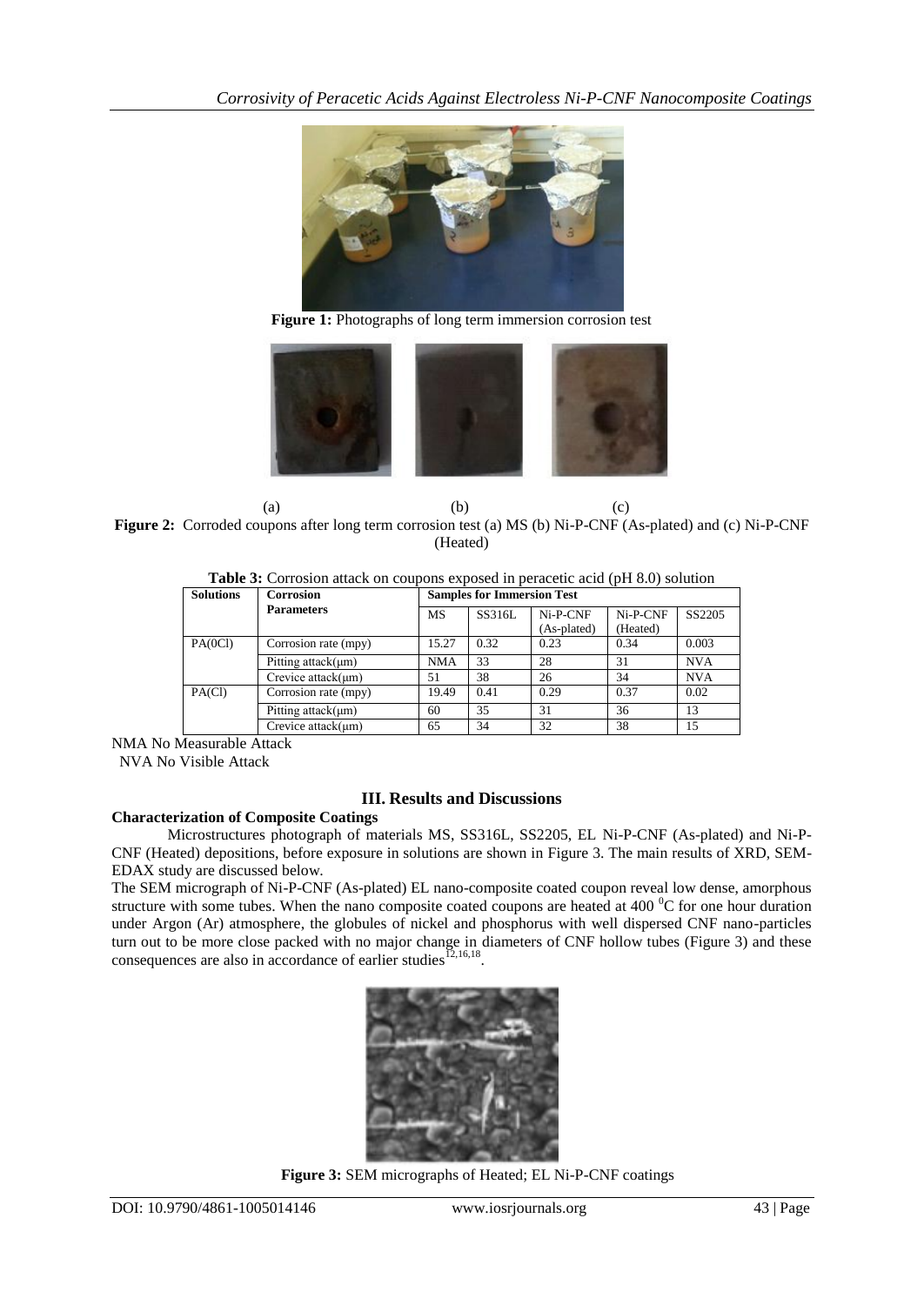Figure 1: Photographs of long term immersion corrosion test

(a) (b) (c)

**Figure 2:** Corroded coupons after long term corrosion test (a) MS (b) Ni-P-CNF (As-plated) and (c) Ni-P-CNF (Heated)

**Table 3:** Corrosion attack on coupons exposed in peracetic acid (pH 8.0) solution

| Solutions | Corrosion Parameters | Samples for Immersion Test | | | | |
|---|---|---|---|---|---|---|
| | | MS | SS316L | Ni-P-CNF (As-plated) | Ni-P-CNF (Heated) | SS2205 |
| PA(0Cl) | Corrosion rate (mpy) | 15.27 | 0.32 | 0.23 | 0.34 | 0.003 |
| | Pitting attack(μm) | NMA | 33 | 28 | 31 | NVA |
| | Crevice attack(μm) | 51 | 38 | 26 | 34 | NVA |
| PA(Cl) | Corrosion rate (mpy) | 19.49 | 0.41 | 0.29 | 0.37 | 0.02 |
| | Pitting attack(μm) | 60 | 35 | 31 | 36 | 13 |
| | Crevice attack(μm) | 65 | 34 | 32 | 38 | 15 |

NMA No Measurable Attack
NVA No Visible Attack

## III. Results and Discussions

**Characterization of Composite Coatings**

Microstructures photograph of materials MS, SS316L, SS2205, EL Ni-P-CNF (As-plated) and Ni-P-CNF (Heated) depositions, before exposure in solutions are shown in Figure 3. The main results of XRD, SEM-EDAX study are discussed below.

The SEM micrograph of Ni-P-CNF (As-plated) EL nano-composite coated coupon reveal low dense, amorphous structure with some tubes. When the nano composite coated coupons are heated at 400 $^0$C for one hour duration under Argon (Ar) atmosphere, the globules of nickel and phosphorus with well dispersed CNF nano-particles turn out to be more close packed with no major change in diameters of CNF hollow tubes (Figure 3) and these consequences are also in accordance of earlier studies[12,16,18].

**Figure 3:** SEM micrographs of Heated; EL Ni-P-CNF coatings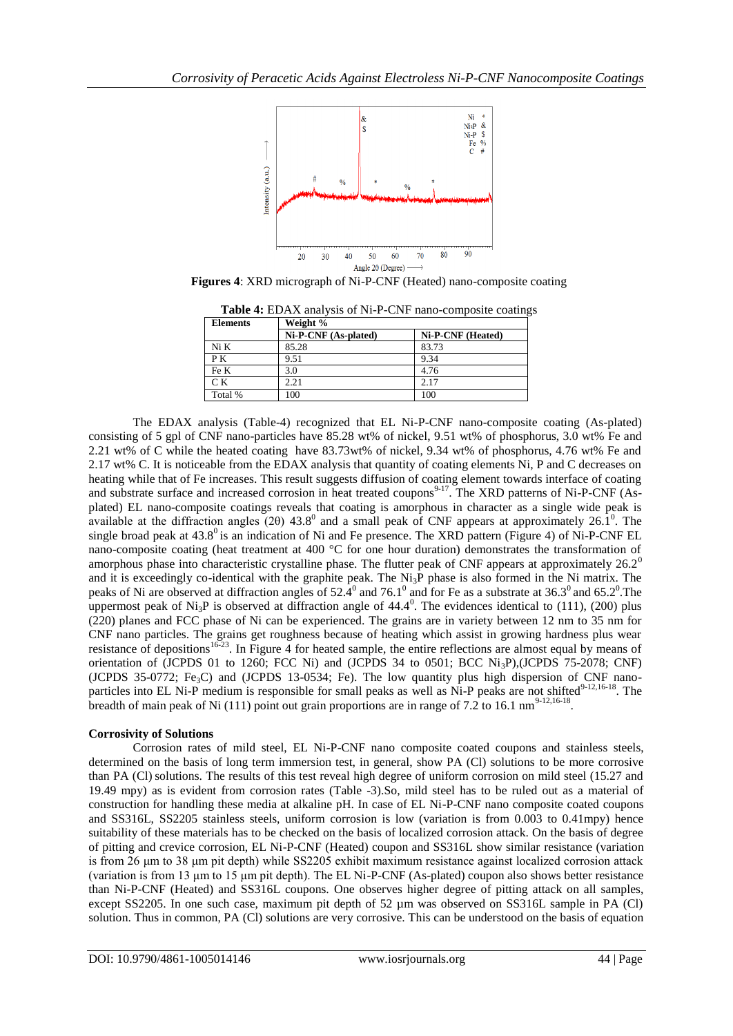**Figures 4**: XRD micrograph of Ni-P-CNF (Heated) nano-composite coating

**Table 4:** EDAX analysis of Ni-P-CNF nano-composite coatings

| Elements | Weight % | |
|---|---|---|
| | Ni-P-CNF (As-plated) | Ni-P-CNF (Heated) |
| Ni K | 85.28 | 83.73 |
| P K | 9.51 | 9.34 |
| Fe K | 3.0 | 4.76 |
| C K | 2.21 | 2.17 |
| Total % | 100 | 100 |

The EDAX analysis (Table-4) recognized that EL Ni-P-CNF nano-composite coating (As-plated) consisting of 5 gpl of CNF nano-particles have 85.28 wt% of nickel, 9.51 wt% of phosphorus, 3.0 wt% Fe and 2.21 wt% of C while the heated coating have 83.73wt% of nickel, 9.34 wt% of phosphorus, 4.76 wt% Fe and 2.17 wt% C. It is noticeable from the EDAX analysis that quantity of coating elements Ni, P and C decreases on heating while that of Fe increases. This result suggests diffusion of coating element towards interface of coating and substrate surface and increased corrosion in heat treated coupons[9-17]. The XRD patterns of Ni-P-CNF (As-plated) EL nano-composite coatings reveals that coating is amorphous in character as a single wide peak is available at the diffraction angles (2θ) $43.8^0$ and a small peak of CNF appears at approximately $26.1^0$. The single broad peak at $43.8^0$ is an indication of Ni and Fe presence. The XRD pattern (Figure 4) of Ni-P-CNF EL nano-composite coating (heat treatment at 400 °C for one hour duration) demonstrates the transformation of amorphous phase into characteristic crystalline phase. The flutter peak of CNF appears at approximately $26.2^0$ and it is exceedingly co-identical with the graphite peak. The $Ni_3P$ phase is also formed in the Ni matrix. The peaks of Ni are observed at diffraction angles of $52.4^0$ and $76.1^0$ and for Fe as a substrate at $36.3^0$ and $65.2^0$.The uppermost peak of $Ni_3P$ is observed at diffraction angle of $44.4^0$. The evidences identical to (111), (200) plus (220) planes and FCC phase of Ni can be experienced. The grains are in variety between 12 nm to 35 nm for CNF nano particles. The grains get roughness because of heating which assist in growing hardness plus wear resistance of depositions[16-23]. In Figure 4 for heated sample, the entire reflections are almost equal by means of orientation of (JCPDS 01 to 1260; FCC Ni) and (JCPDS 34 to 0501; BCC $Ni_3P$),(JCPDS 75-2078; CNF) (JCPDS 35-0772; $Fe_3C$) and (JCPDS 13-0534; Fe). The low quantity plus high dispersion of CNF nano-particles into EL Ni-P medium is responsible for small peaks as well as Ni-P peaks are not shifted[9-12,16-18]. The breadth of main peak of Ni (111) point out grain proportions are in range of 7.2 to 16.1 nm[9-12,16-18].

**Corrosivity of Solutions**

Corrosion rates of mild steel, EL Ni-P-CNF nano composite coated coupons and stainless steels, determined on the basis of long term immersion test, in general, show PA (Cl) solutions to be more corrosive than PA (Cl) solutions. The results of this test reveal high degree of uniform corrosion on mild steel (15.27 and 19.49 mpy) as is evident from corrosion rates (Table -3).So, mild steel has to be ruled out as a material of construction for handling these media at alkaline pH. In case of EL Ni-P-CNF nano composite coated coupons and SS316L, SS2205 stainless steels, uniform corrosion is low (variation is from 0.003 to 0.41mpy) hence suitability of these materials has to be checked on the basis of localized corrosion attack. On the basis of degree of pitting and crevice corrosion, EL Ni-P-CNF (Heated) coupon and SS316L show similar resistance (variation is from 26 µm to 38 µm pit depth) while SS2205 exhibit maximum resistance against localized corrosion attack (variation is from 13 µm to 15 µm pit depth). The EL Ni-P-CNF (As-plated) coupon also shows better resistance than Ni-P-CNF (Heated) and SS316L coupons. One observes higher degree of pitting attack on all samples, except SS2205. In one such case, maximum pit depth of 52 µm was observed on SS316L sample in PA (Cl) solution. Thus in common, PA (Cl) solutions are very corrosive. This can be understood on the basis of equation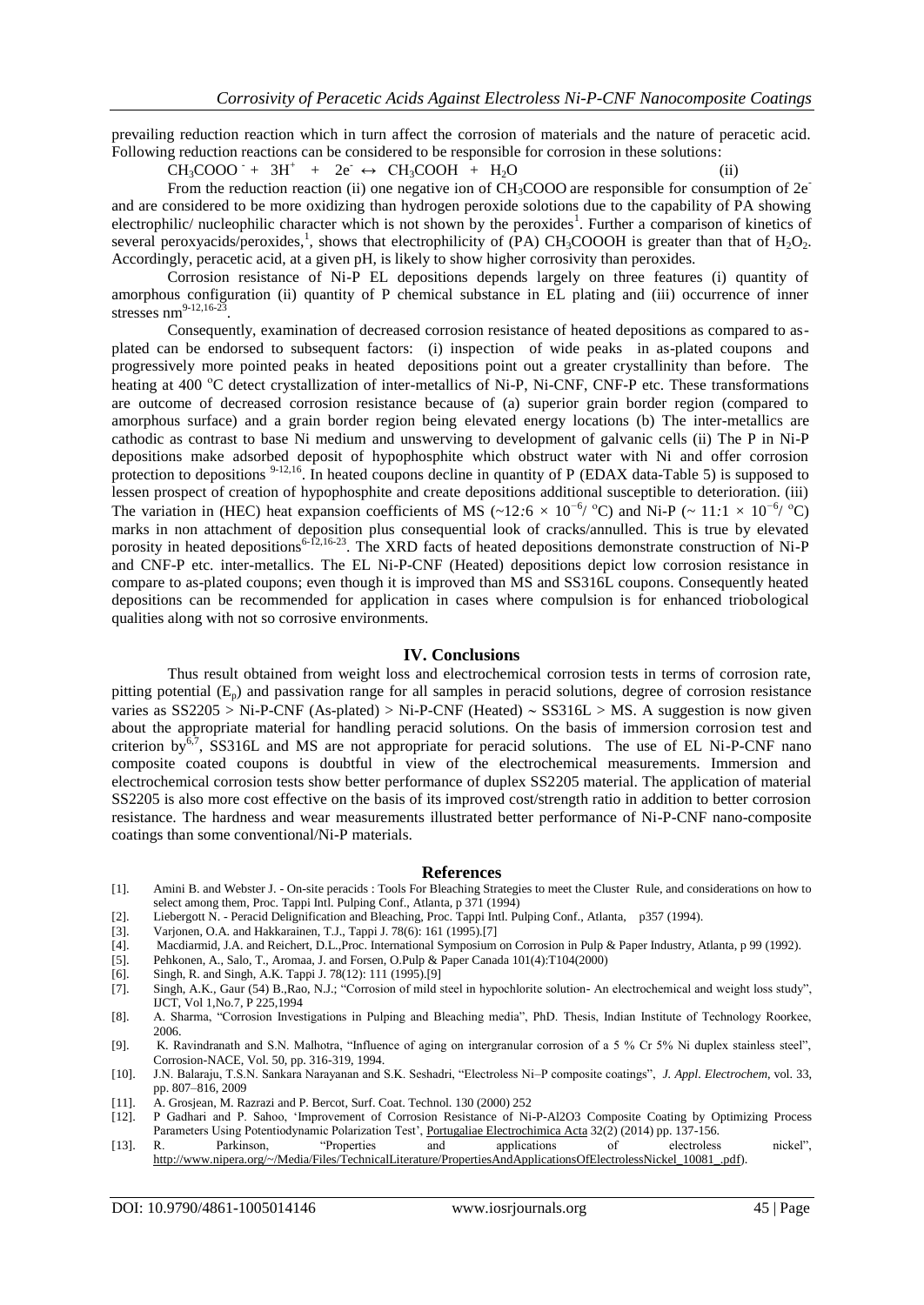prevailing reduction reaction which in turn affect the corrosion of materials and the nature of peracetic acid. Following reduction reactions can be considered to be responsible for corrosion in these solutions:

$$CH_3COOO^- + 3H^+ + 2e^- \leftrightarrow CH_3COOH + H_2O \qquad \text{(ii)}$$

From the reduction reaction (ii) one negative ion of $CH_3COOO$ are responsible for consumption of $2e^-$ and are considered to be more oxidizing than hydrogen peroxide solotions due to the capability of PA showing electrophilic/ nucleophilic character which is not shown by the peroxides[1]. Further a comparison of kinetics of several peroxyacids/peroxides,[1], shows that electrophilicity of (PA) $CH_3COOOH$ is greater than that of $H_2O_2$. Accordingly, peracetic acid, at a given pH, is likely to show higher corrosivity than peroxides.

Corrosion resistance of Ni-P EL depositions depends largely on three features (i) quantity of amorphous configuration (ii) quantity of P chemical substance in EL plating and (iii) occurrence of inner stresses nm[9-12,16-23].

Consequently, examination of decreased corrosion resistance of heated depositions as compared to as-plated can be endorsed to subsequent factors: (i) inspection of wide peaks in as-plated coupons and progressively more pointed peaks in heated depositions point out a greater crystallinity than before. The heating at 400 °C detect crystallization of inter-metallics of Ni-P, Ni-CNF, CNF-P etc. These transformations are outcome of decreased corrosion resistance because of (a) superior grain border region (compared to amorphous surface) and a grain border region being elevated energy locations (b) The inter-metallics are cathodic as contrast to base Ni medium and unswerving to development of galvanic cells (ii) The P in Ni-P depositions make adsorbed deposit of hypophosphite which obstruct water with Ni and offer corrosion protection to depositions [9-12,16]. In heated coupons decline in quantity of P (EDAX data-Table 5) is supposed to lessen prospect of creation of hypophosphite and create depositions additional susceptible to deterioration. (iii) The variation in (HEC) heat expansion coefficients of MS ($\sim 12.6 \times 10^{-6}$/ °C) and Ni-P ($\sim 11.1 \times 10^{-6}$/ °C) marks in non attachment of deposition plus consequential look of cracks/annulled. This is true by elevated porosity in heated depositions[6-12,16-23]. The XRD facts of heated depositions demonstrate construction of Ni-P and CNF-P etc. inter-metallics. The EL Ni-P-CNF (Heated) depositions depict low corrosion resistance in compare to as-plated coupons; even though it is improved than MS and SS316L coupons. Consequently heated depositions can be recommended for application in cases where compulsion is for enhanced triobological qualities along with not so corrosive environments.

## IV. Conclusions

Thus result obtained from weight loss and electrochemical corrosion tests in terms of corrosion rate, pitting potential ($E_p$) and passivation range for all samples in peracid solutions, degree of corrosion resistance varies as SS2205 > Ni-P-CNF (As-plated) > Ni-P-CNF (Heated) ~ SS316L > MS. A suggestion is now given about the appropriate material for handling peracid solutions. On the basis of immersion corrosion test and criterion by[6,7], SS316L and MS are not appropriate for peracid solutions. The use of EL Ni-P-CNF nano composite coated coupons is doubtful in view of the electrochemical measurements. Immersion and electrochemical corrosion tests show better performance of duplex SS2205 material. The application of material SS2205 is also more cost effective on the basis of its improved cost/strength ratio in addition to better corrosion resistance. The hardness and wear measurements illustrated better performance of Ni-P-CNF nano-composite coatings than some conventional/Ni-P materials.

## References

[1]. Amini B. and Webster J. - On-site peracids : Tools For Bleaching Strategies to meet the Cluster Rule, and considerations on how to select among them, Proc. Tappi Intl. Pulping Conf., Atlanta, p 371 (1994)

[2]. Liebergott N. - Peracid Delignification and Bleaching, Proc. Tappi Intl. Pulping Conf., Atlanta, p357 (1994).

[3]. Varjonen, O.A. and Hakkarainen, T.J., Tappi J. 78(6): 161 (1995).[7]

[4]. Macdiarmid, J.A. and Reichert, D.L.,Proc. International Symposium on Corrosion in Pulp & Paper Industry, Atlanta, p 99 (1992).

[5]. Pehkonen, A., Salo, T., Aromaa, J. and Forsen, O.Pulp & Paper Canada 101(4):T104(2000)

[6]. Singh, R. and Singh, A.K. Tappi J. 78(12): 111 (1995).[9]

[7]. Singh, A.K., Gaur (54) B.,Rao, N.J.; "Corrosion of mild steel in hypochlorite solution- An electrochemical and weight loss study", IJCT, Vol 1,No.7, P 225,1994

[8]. A. Sharma, "Corrosion Investigations in Pulping and Bleaching media", PhD. Thesis, Indian Institute of Technology Roorkee, 2006.

[9]. K. Ravindranath and S.N. Malhotra, "Influence of aging on intergranular corrosion of a 5 % Cr 5% Ni duplex stainless steel", Corrosion-NACE, Vol. 50, pp. 316-319, 1994.

[10]. J.N. Balaraju, T.S.N. Sankara Narayanan and S.K. Seshadri, "Electroless Ni–P composite coatings", *J. Appl. Electrochem*, vol. 33, pp. 807–816, 2009

[11]. A. Grosjean, M. Razrazi and P. Bercot, Surf. Coat. Technol. 130 (2000) 252

[12]. P Gadhari and P. Sahoo, 'Improvement of Corrosion Resistance of Ni-P-Al2O3 Composite Coating by Optimizing Process Parameters Using Potentiodynamic Polarization Test', Portugaliae Electrochimica Acta 32(2) (2014) pp. 137-156.

[13]. R. Parkinson, "Properties and applications of electroless nickel", http://www.nipera.org/~/Media/Files/TechnicalLiterature/PropertiesAndApplicationsOfElectrolessNickel_10081_.pdf).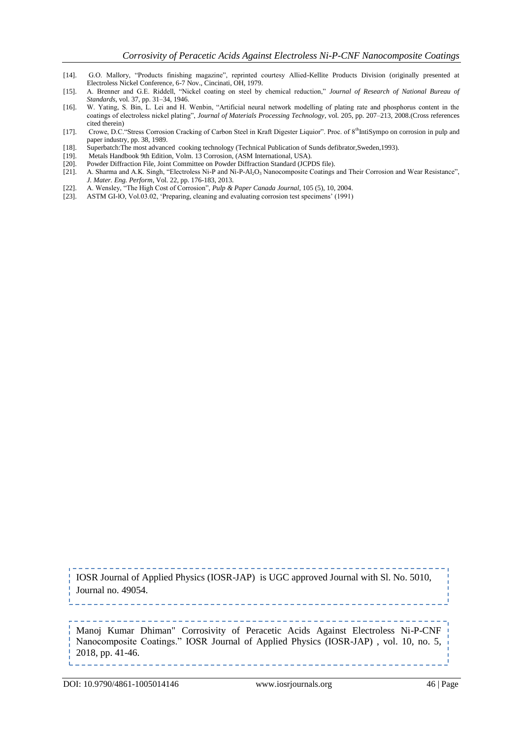[14]. G.O. Mallory, "Products finishing magazine", reprinted courtesy Allied-Kellite Products Division (originally presented at Electroless Nickel Conference, 6-7 Nov., Cincinati, OH, 1979.

[15]. A. Brenner and G.E. Riddell, "Nickel coating on steel by chemical reduction," *Journal of Research of National Bureau of Standards*, vol. 37, pp. 31–34, 1946.

[16]. W. Yating, S. Bin, L. Lei and H. Wenbin, "Artificial neural network modelling of plating rate and phosphorus content in the coatings of electroless nickel plating", *Journal of Materials Processing Technology*, vol. 205, pp. 207–213, 2008.(Cross references cited therein)

[17]. Crowe, D.C."Stress Corrosion Cracking of Carbon Steel in Kraft Digester Liquior". Proc. of 8[th]IntiSympo on corrosion in pulp and paper industry, pp. 38, 1989.

[18]. Superbatch:The most advanced cooking technology (Technical Publication of Sunds defibrator,Sweden,1993).

[19]. Metals Handbook 9th Edition, Volm. 13 Corrosion, (ASM International, USA).

[20]. Powder Diffraction File, Joint Committee on Powder Diffraction Standard (JCPDS file).

[21]. A. Sharma and A.K. Singh, "Electroless Ni-P and Ni-P-$Al_2O_3$ Nanocomposite Coatings and Their Corrosion and Wear Resistance", *J. Mater. Eng. Perform*, Vol. 22, pp. 176-183, 2013.

[22]. A. Wensley, "The High Cost of Corrosion", *Pulp & Paper Canada Journal*, 105 (5), 10, 2004.

[23]. ASTM GI-lO, Vol.03.02, 'Preparing, cleaning and evaluating corrosion test specimens' (1991)

IOSR Journal of Applied Physics (IOSR-JAP) is UGC approved Journal with Sl. No. 5010, Journal no. 49054.

Manoj Kumar Dhiman" Corrosivity of Peracetic Acids Against Electroless Ni-P-CNF Nanocomposite Coatings." IOSR Journal of Applied Physics (IOSR-JAP) , vol. 10, no. 5, 2018, pp. 41-46.